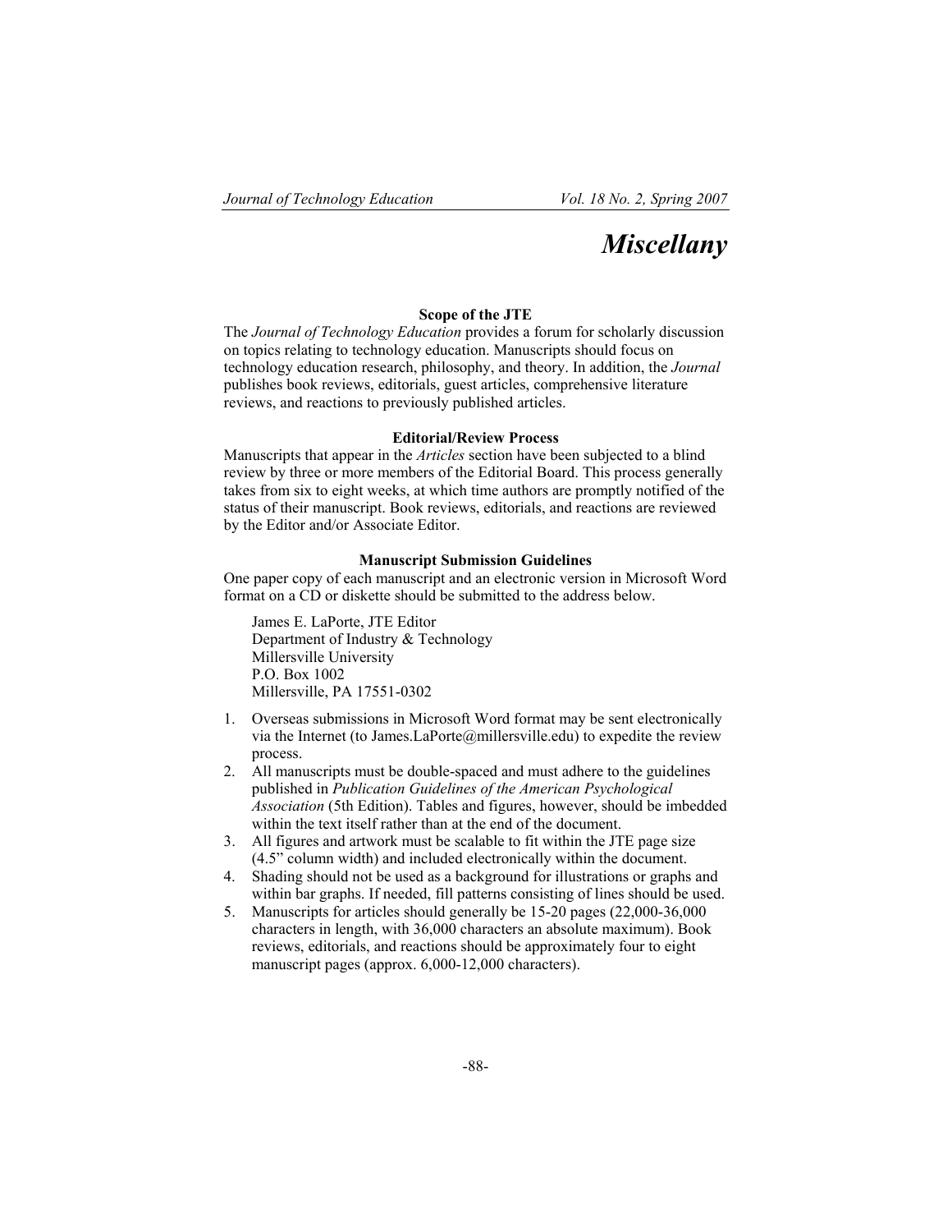# *Miscellany*

### Scope of the JTE

The *Journal of Technology Education* provides a forum for scholarly discussion on topics relating to technology education. Manuscripts should focus on technology education research, philosophy, and theory. In addition, the *Journal* publishes book reviews, editorials, guest articles, comprehensive literature reviews, and reactions to previously published articles.

### Editorial/Review Process

Manuscripts that appear in the *Articles* section have been subjected to a blind review by three or more members of the Editorial Board. This process generally takes from six to eight weeks, at which time authors are promptly notified of the status of their manuscript. Book reviews, editorials, and reactions are reviewed by the Editor and/or Associate Editor.

### Manuscript Submission Guidelines

One paper copy of each manuscript and an electronic version in Microsoft Word format on a CD or diskette should be submitted to the address below.

James E. LaPorte, JTE Editor  
Department of Industry & Technology  
Millersville University  
P.O. Box 1002  
Millersville, PA 17551-0302

1. Overseas submissions in Microsoft Word format may be sent electronically via the Internet (to James.LaPorte@millersville.edu) to expedite the review process.
2. All manuscripts must be double-spaced and must adhere to the guidelines published in *Publication Guidelines of the American Psychological Association* (5th Edition). Tables and figures, however, should be imbedded within the text itself rather than at the end of the document.
3. All figures and artwork must be scalable to fit within the JTE page size (4.5" column width) and included electronically within the document.
4. Shading should not be used as a background for illustrations or graphs and within bar graphs. If needed, fill patterns consisting of lines should be used.
5. Manuscripts for articles should generally be 15-20 pages (22,000-36,000 characters in length, with 36,000 characters an absolute maximum). Book reviews, editorials, and reactions should be approximately four to eight manuscript pages (approx. 6,000-12,000 characters).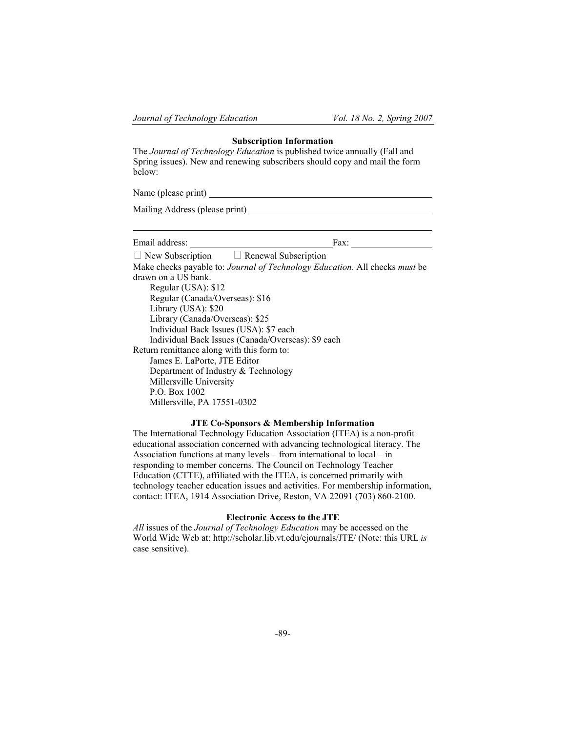## Subscription Information

The *Journal of Technology Education* is published twice annually (Fall and Spring issues). New and renewing subscribers should copy and mail the form below:

Name (please print) \_\_\_\_\_\_\_\_\_\_\_\_\_\_\_\_\_\_\_\_\_\_\_\_\_\_\_\_\_\_\_\_\_\_\_\_\_\_\_\_

Mailing Address (please print) \_\_\_\_\_\_\_\_\_\_\_\_\_\_\_\_\_\_\_\_\_\_\_\_\_\_\_\_\_\_\_\_

\_\_\_\_\_\_\_\_\_\_\_\_\_\_\_\_\_\_\_\_\_\_\_\_\_\_\_\_\_\_\_\_\_\_\_\_\_\_\_\_\_\_\_\_\_\_\_\_\_\_\_\_\_\_\_\_\_\_\_\_

Email address: \_\_\_\_\_\_\_\_\_\_\_\_\_\_\_\_\_\_\_\_\_\_\_\_\_\_\_\_Fax: \_\_\_\_\_\_\_\_\_\_\_\_\_\_\_\_

☐ New Subscription ☐ Renewal Subscription

Make checks payable to: *Journal of Technology Education*. All checks *must* be drawn on a US bank.

- Regular (USA): $12
- Regular (Canada/Overseas): $16
- Library (USA): $20
- Library (Canada/Overseas): $25
- Individual Back Issues (USA): $7 each
- Individual Back Issues (Canada/Overseas): $9 each

Return remittance along with this form to:

James E. LaPorte, JTE Editor  
Department of Industry & Technology  
Millersville University  
P.O. Box 1002  
Millersville, PA 17551-0302

## JTE Co-Sponsors & Membership Information

The International Technology Education Association (ITEA) is a non-profit educational association concerned with advancing technological literacy. The Association functions at many levels – from international to local – in responding to member concerns. The Council on Technology Teacher Education (CTTE), affiliated with the ITEA, is concerned primarily with technology teacher education issues and activities. For membership information, contact: ITEA, 1914 Association Drive, Reston, VA 22091 (703) 860-2100.

## Electronic Access to the JTE

*All* issues of the *Journal of Technology Education* may be accessed on the World Wide Web at: http://scholar.lib.vt.edu/ejournals/JTE/ (Note: this URL *is* case sensitive).